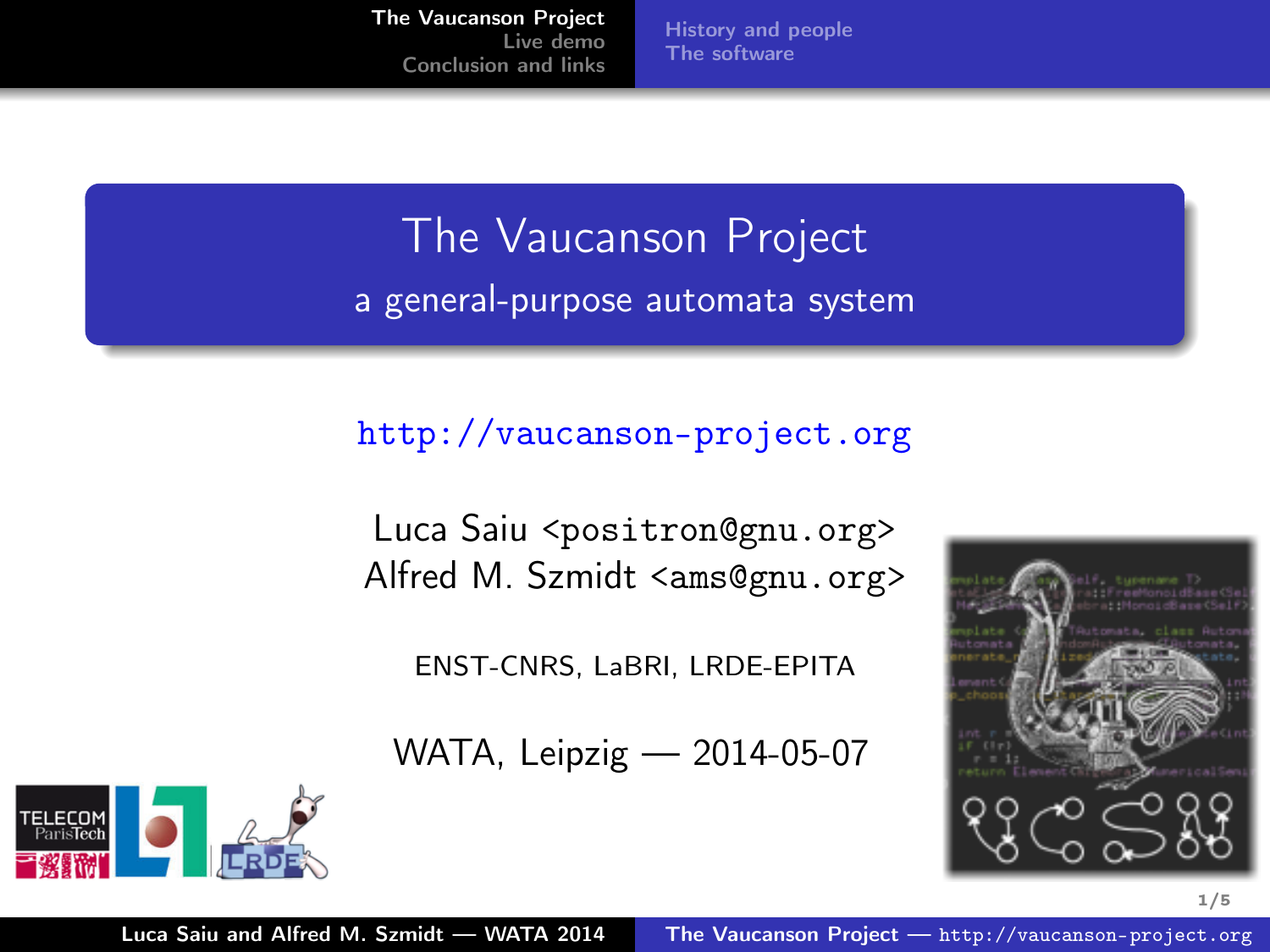# The Vaucanson Project

## a general-purpose automata system

http://vaucanson-project.org

Luca Saiu <positron@gnu.org>
Alfred M. Szmidt <ams@gnu.org>

ENST-CNRS, LaBRI, LRDE-EPITA

WATA, Leipzig — 2014-05-07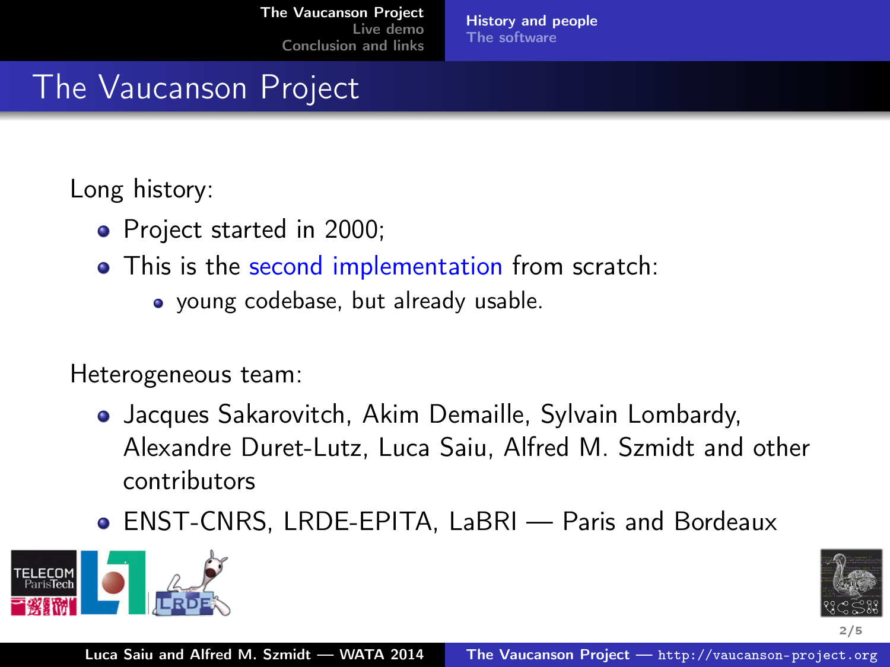# The Vaucanson Project

Long history:

- Project started in 2000;
- This is the second implementation from scratch:
  - young codebase, but already usable.

Heterogeneous team:

- Jacques Sakarovitch, Akim Demaille, Sylvain Lombardy, Alexandre Duret-Lutz, Luca Saiu, Alfred M. Szmidt and other contributors
- ENST-CNRS, LRDE-EPITA, LaBRI — Paris and Bordeaux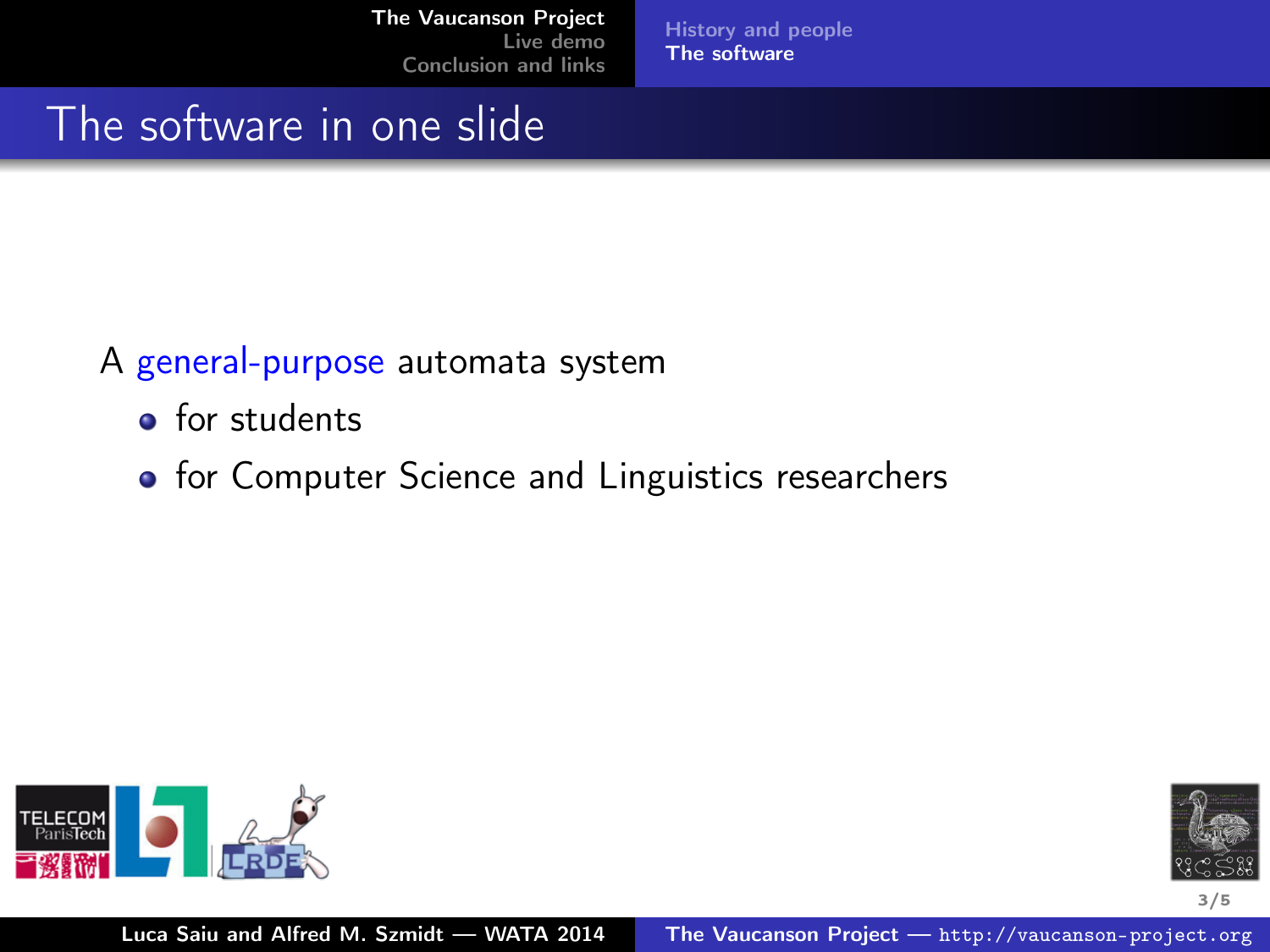# The software in one slide

A general-purpose automata system

- for students
- for Computer Science and Linguistics researchers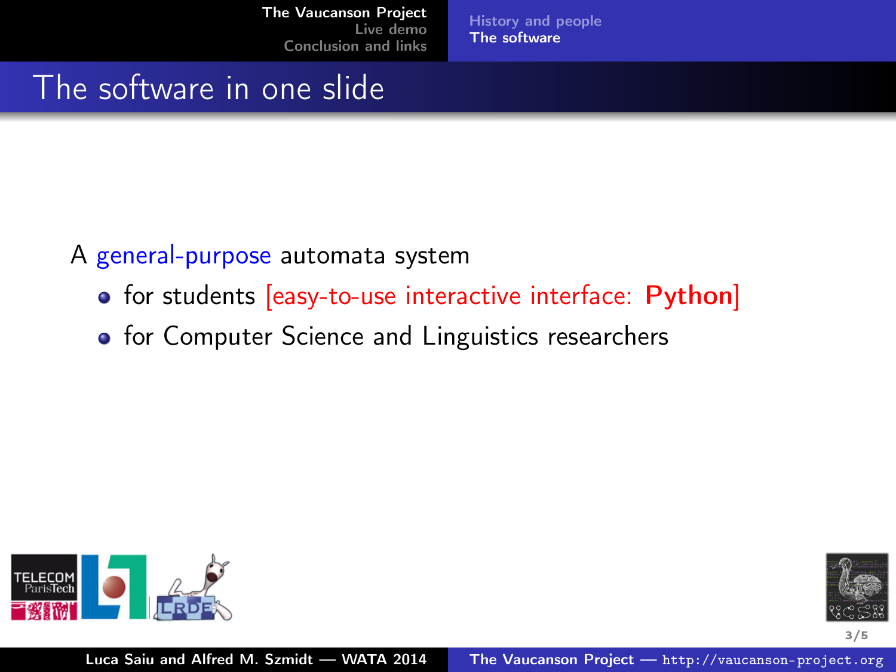# The software in one slide

A general-purpose automata system

- for students [easy-to-use interactive interface: **Python**]
- for Computer Science and Linguistics researchers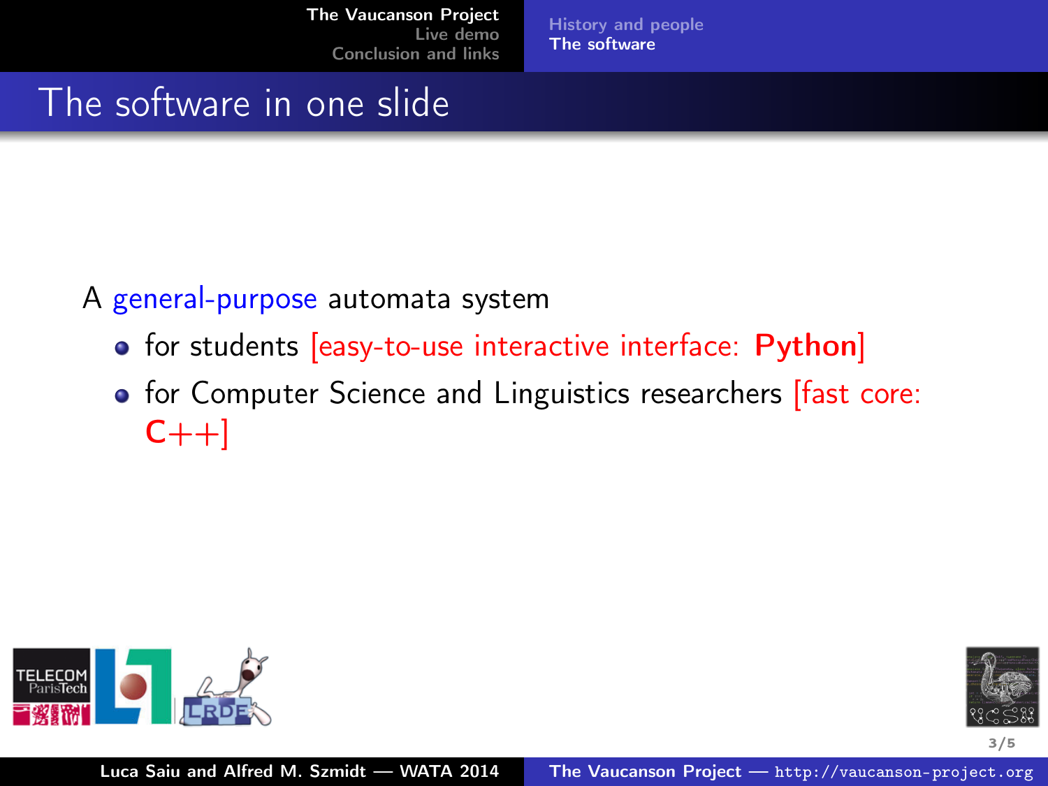# The software in one slide

A general-purpose automata system

- for students [easy-to-use interactive interface: **Python**]
- for Computer Science and Linguistics researchers [fast core: **C++**]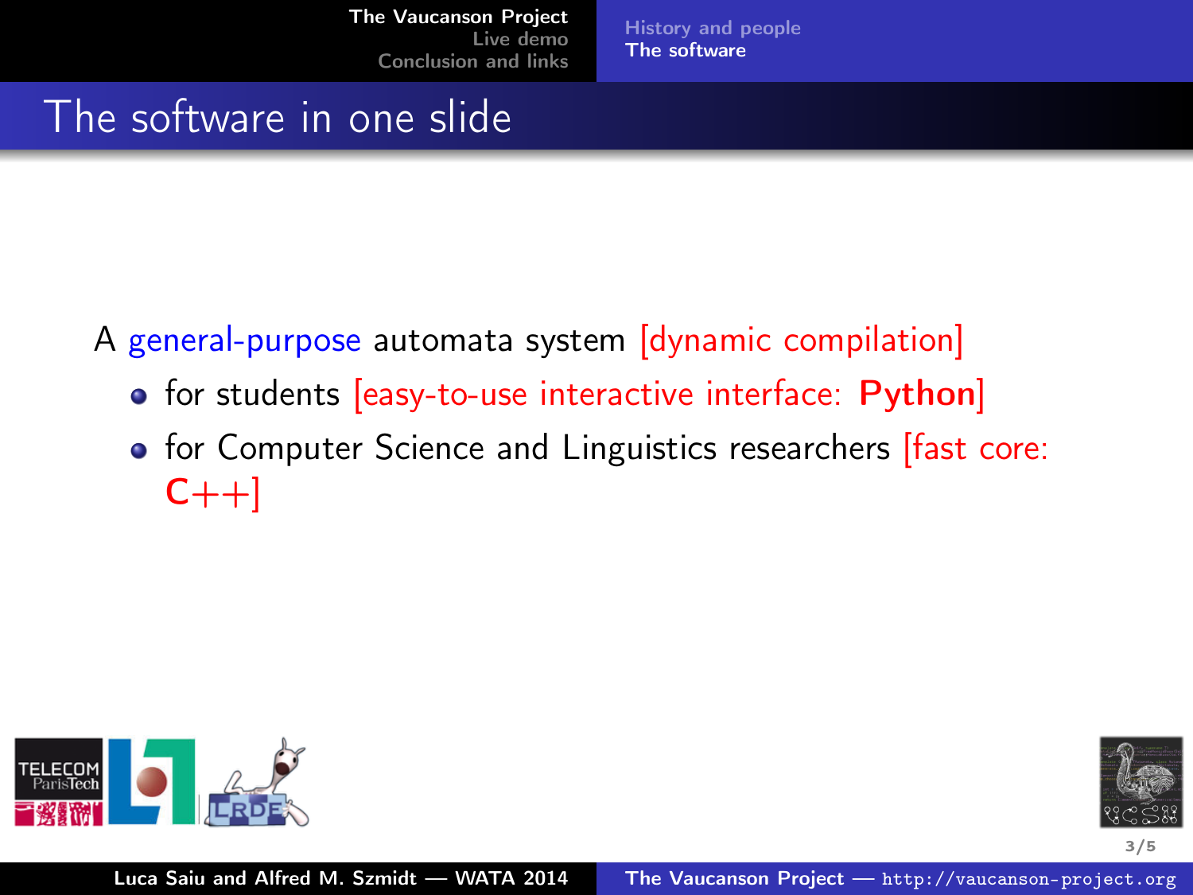## The software in one slide

A general-purpose automata system [dynamic compilation]

- for students [easy-to-use interactive interface: **Python**]
- for Computer Science and Linguistics researchers [fast core: **C++**]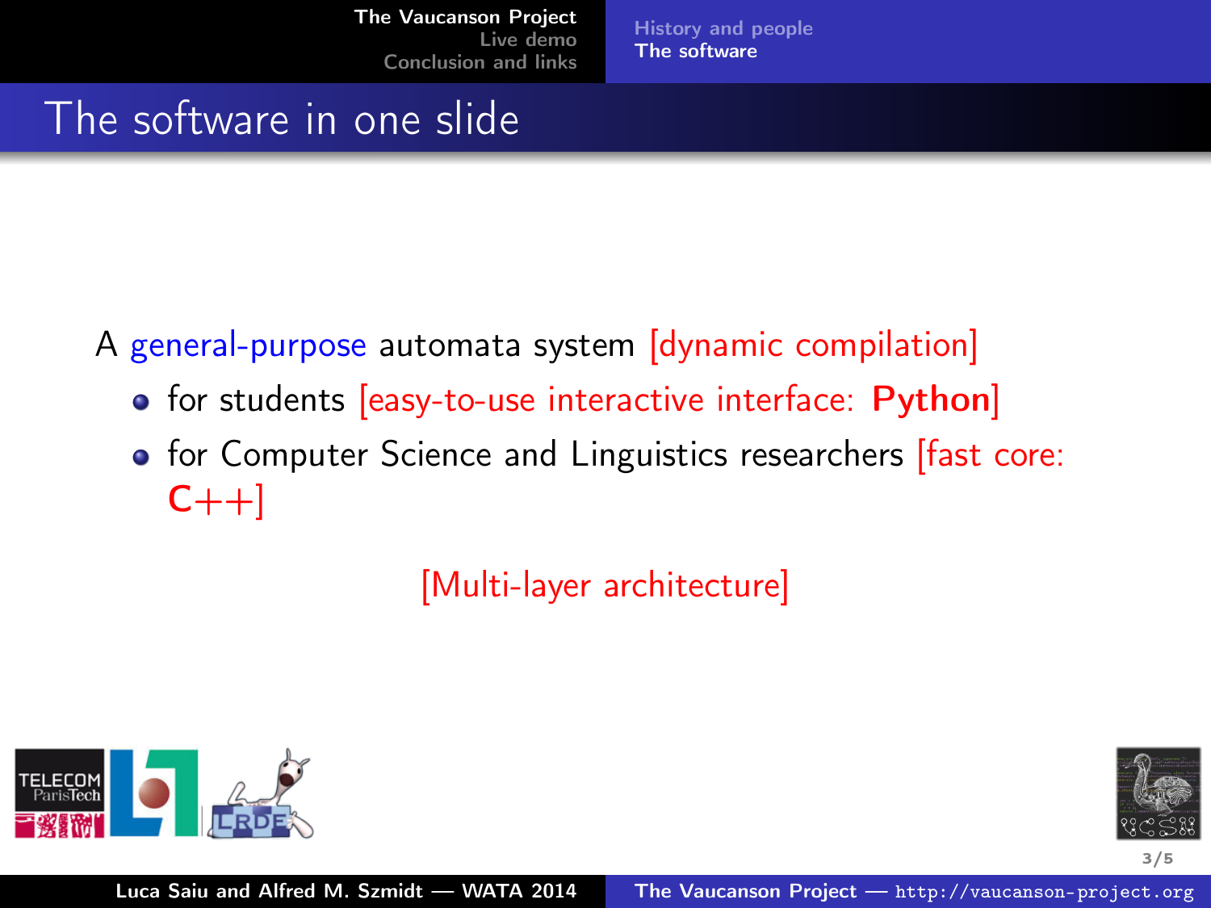# The software in one slide

A general-purpose automata system [dynamic compilation]

- for students [easy-to-use interactive interface: **Python**]
- for Computer Science and Linguistics researchers [fast core: **C++**]

[Multi-layer architecture]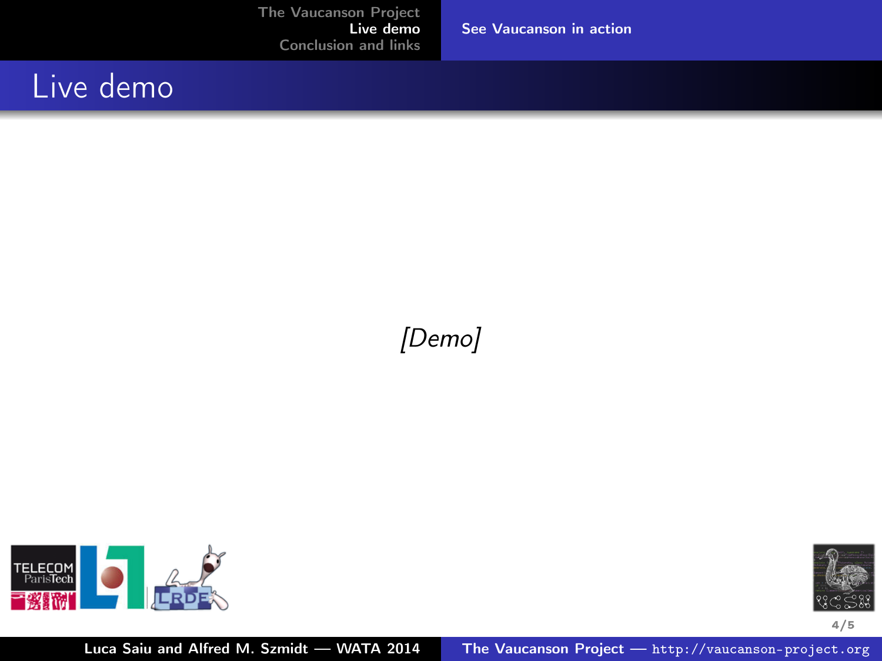# Live demo

*[Demo]*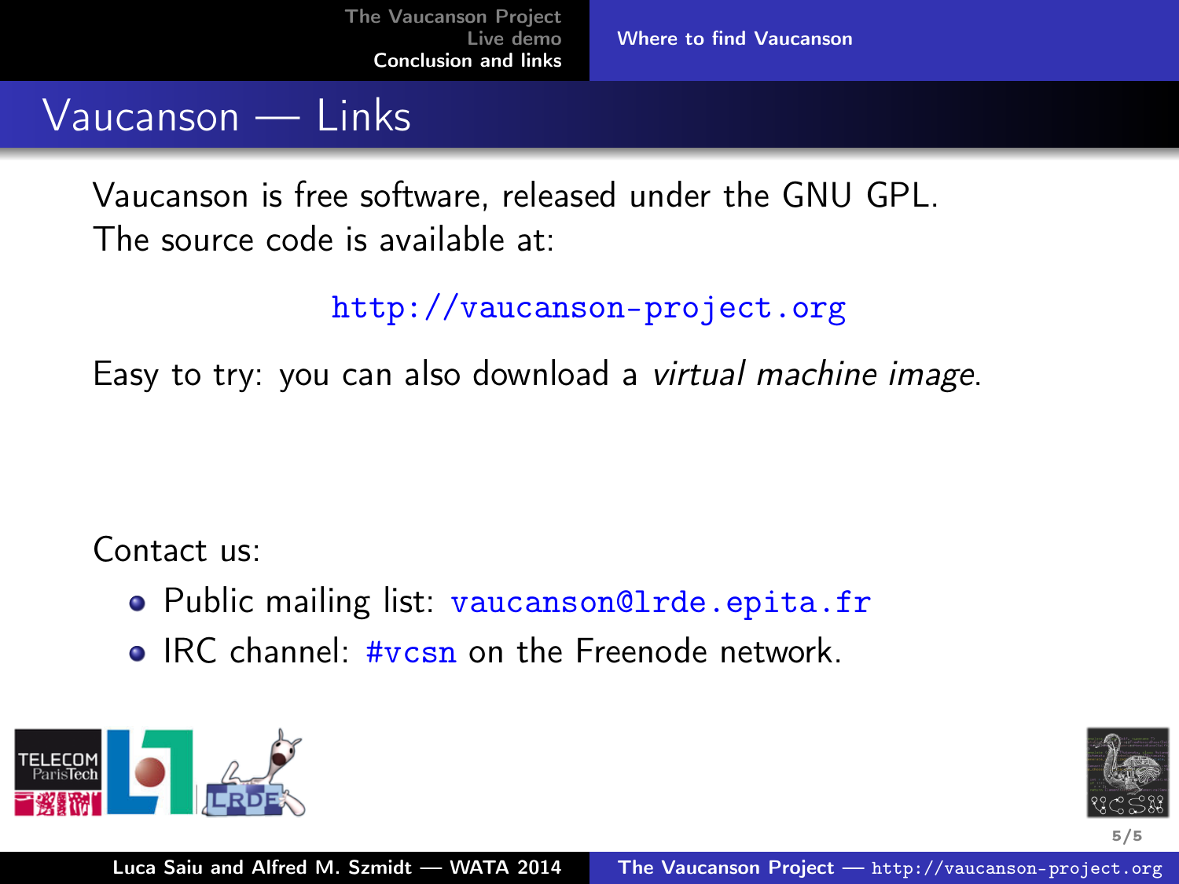# Vaucanson — Links

Vaucanson is free software, released under the GNU GPL.
The source code is available at:

http://vaucanson-project.org

Easy to try: you can also download a *virtual machine image*.

Contact us:

- Public mailing list: vaucanson@lrde.epita.fr
- IRC channel: #vcsn on the Freenode network.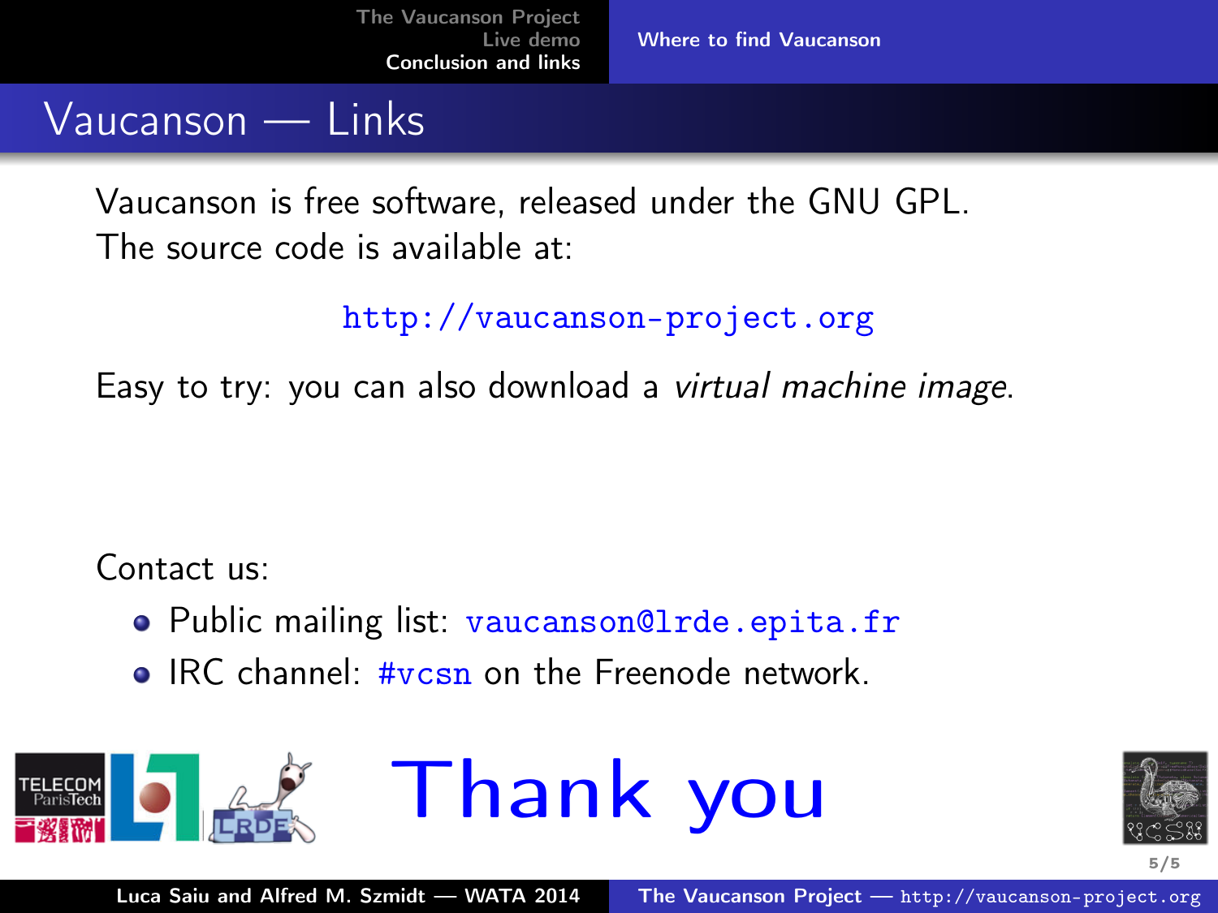# Vaucanson — Links

Vaucanson is free software, released under the GNU GPL.
The source code is available at:

http://vaucanson-project.org

Easy to try: you can also download a *virtual machine image*.

Contact us:

- Public mailing list: vaucanson@lrde.epita.fr
- IRC channel: #vcsn on the Freenode network.

Thank you